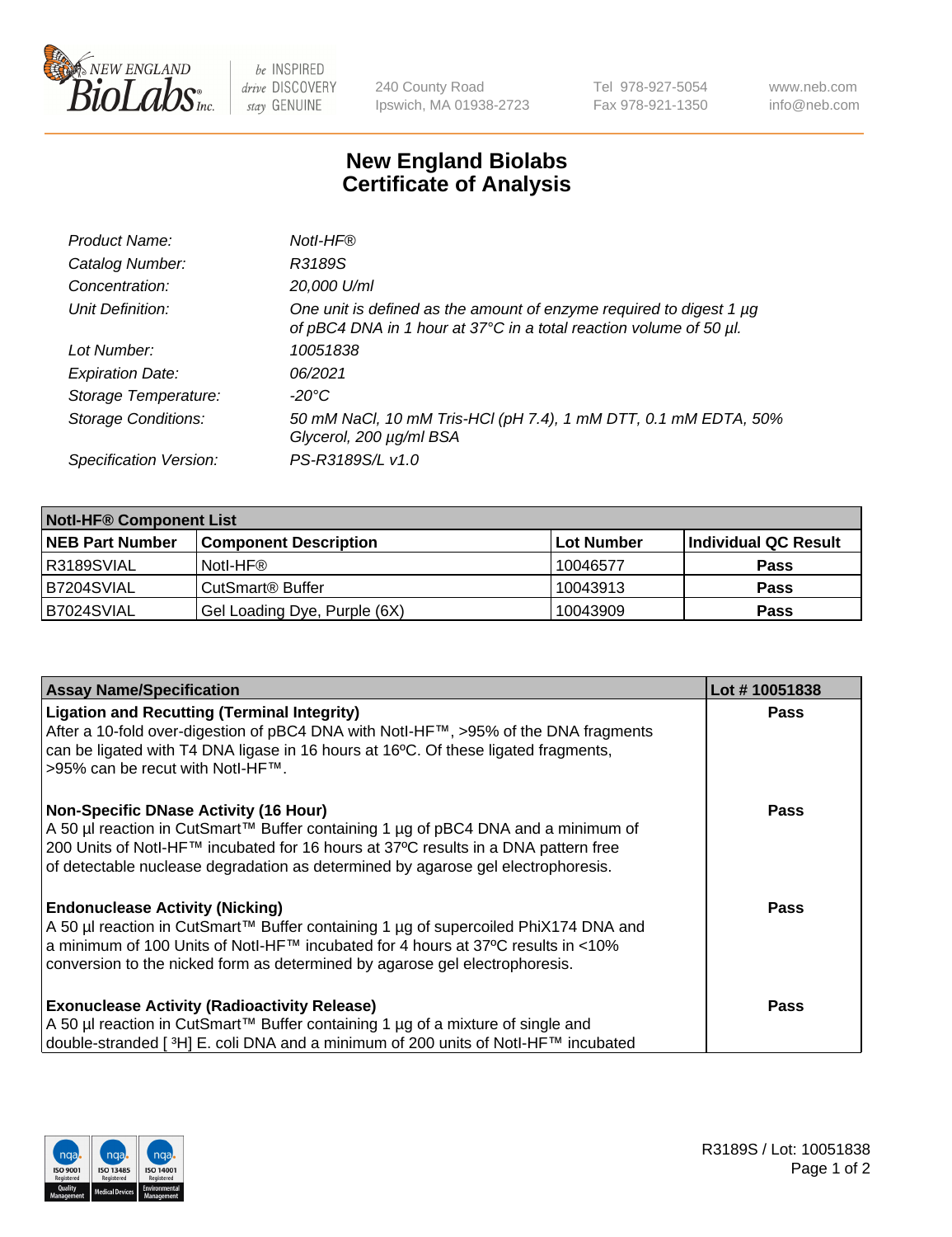# New England Biolabs
# Certificate of Analysis

| | |
|---|---|
| *Product Name:* | *NotI-HF®* |
| *Catalog Number:* | *R3189S* |
| *Concentration:* | *20,000 U/ml* |
| *Unit Definition:* | *One unit is defined as the amount of enzyme required to digest 1 µg of pBC4 DNA in 1 hour at 37°C in a total reaction volume of 50 µl.* |
| *Lot Number:* | *10051838* |
| *Expiration Date:* | *06/2021* |
| *Storage Temperature:* | *-20°C* |
| *Storage Conditions:* | *50 mM NaCl, 10 mM Tris-HCl (pH 7.4), 1 mM DTT, 0.1 mM EDTA, 50% Glycerol, 200 µg/ml BSA* |
| *Specification Version:* | *PS-R3189S/L v1.0* |

| **NotI-HF® Component List** | | | |
|---|---|---|---|
| **NEB Part Number** | **Component Description** | **Lot Number** | **Individual QC Result** |
| R3189SVIAL | NotI-HF® | 10046577 | **Pass** |
| B7204SVIAL | CutSmart® Buffer | 10043913 | **Pass** |
| B7024SVIAL | Gel Loading Dye, Purple (6X) | 10043909 | **Pass** |

| **Assay Name/Specification** | **Lot # 10051838** |
|---|---|
| **Ligation and Recutting (Terminal Integrity)**<br>After a 10-fold over-digestion of pBC4 DNA with NotI-HF™, >95% of the DNA fragments can be ligated with T4 DNA ligase in 16 hours at 16ºC. Of these ligated fragments, >95% can be recut with NotI-HF™. | **Pass** |
| **Non-Specific DNase Activity (16 Hour)**<br>A 50 µl reaction in CutSmart™ Buffer containing 1 µg of pBC4 DNA and a minimum of 200 Units of NotI-HF™ incubated for 16 hours at 37ºC results in a DNA pattern free of detectable nuclease degradation as determined by agarose gel electrophoresis. | **Pass** |
| **Endonuclease Activity (Nicking)**<br>A 50 µl reaction in CutSmart™ Buffer containing 1 µg of supercoiled PhiX174 DNA and a minimum of 100 Units of NotI-HF™ incubated for 4 hours at 37ºC results in <10% conversion to the nicked form as determined by agarose gel electrophoresis. | **Pass** |
| **Exonuclease Activity (Radioactivity Release)**<br>A 50 µl reaction in CutSmart™ Buffer containing 1 µg of a mixture of single and double-stranded [ $^3$H] E. coli DNA and a minimum of 200 units of NotI-HF™ incubated | **Pass** |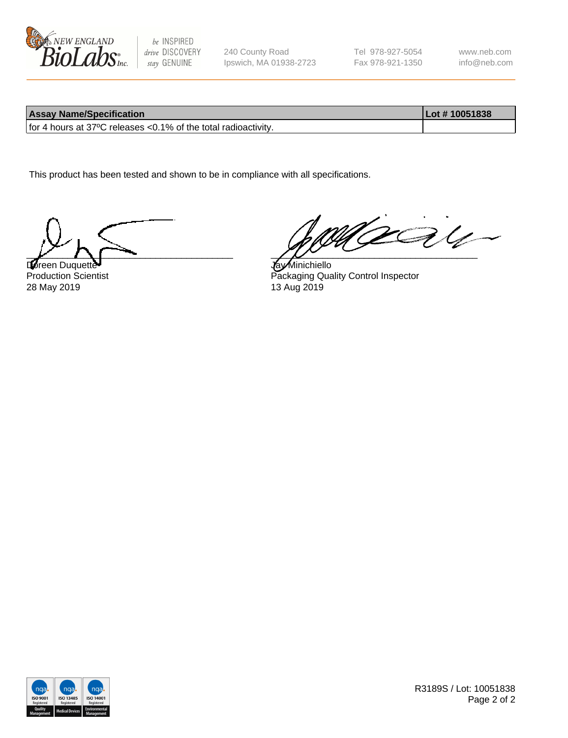| Assay Name/Specification | Lot # 10051838 |
|---|---|
| for 4 hours at 37ºC releases <0.1% of the total radioactivity. | |

This product has been tested and shown to be in compliance with all specifications.

Doreen Duquette
Production Scientist
28 May 2019

Jay Minichiello
Packaging Quality Control Inspector
13 Aug 2019

R3189S / Lot: 10051838